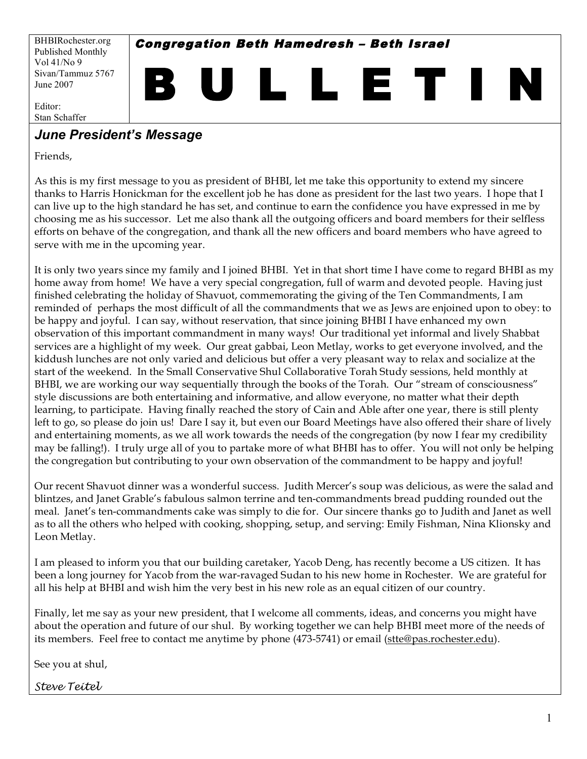BHBIRochester.org
Published Monthly
Vol 41/No 9
Sivan/Tammuz 5767
June 2007

Editor:
Stan Schaffer

**Congregation Beth Hamedresh – Beth Israel**

# B U L L E T I N

## *June President's Message*

Friends,

As this is my first message to you as president of BHBI, let me take this opportunity to extend my sincere thanks to Harris Honickman for the excellent job he has done as president for the last two years. I hope that I can live up to the high standard he has set, and continue to earn the confidence you have expressed in me by choosing me as his successor. Let me also thank all the outgoing officers and board members for their selfless efforts on behave of the congregation, and thank all the new officers and board members who have agreed to serve with me in the upcoming year.

It is only two years since my family and I joined BHBI. Yet in that short time I have come to regard BHBI as my home away from home! We have a very special congregation, full of warm and devoted people. Having just finished celebrating the holiday of Shavuot, commemorating the giving of the Ten Commandments, I am reminded of perhaps the most difficult of all the commandments that we as Jews are enjoined upon to obey: to be happy and joyful. I can say, without reservation, that since joining BHBI I have enhanced my own observation of this important commandment in many ways! Our traditional yet informal and lively Shabbat services are a highlight of my week. Our great gabbai, Leon Metlay, works to get everyone involved, and the kiddush lunches are not only varied and delicious but offer a very pleasant way to relax and socialize at the start of the weekend. In the Small Conservative Shul Collaborative Torah Study sessions, held monthly at BHBI, we are working our way sequentially through the books of the Torah. Our "stream of consciousness" style discussions are both entertaining and informative, and allow everyone, no matter what their depth learning, to participate. Having finally reached the story of Cain and Able after one year, there is still plenty left to go, so please do join us! Dare I say it, but even our Board Meetings have also offered their share of lively and entertaining moments, as we all work towards the needs of the congregation (by now I fear my credibility may be falling!). I truly urge all of you to partake more of what BHBI has to offer. You will not only be helping the congregation but contributing to your own observation of the commandment to be happy and joyful!

Our recent Shavuot dinner was a wonderful success. Judith Mercer's soup was delicious, as were the salad and blintzes, and Janet Grable's fabulous salmon terrine and ten-commandments bread pudding rounded out the meal. Janet's ten-commandments cake was simply to die for. Our sincere thanks go to Judith and Janet as well as to all the others who helped with cooking, shopping, setup, and serving: Emily Fishman, Nina Klionsky and Leon Metlay.

I am pleased to inform you that our building caretaker, Yacob Deng, has recently become a US citizen. It has been a long journey for Yacob from the war-ravaged Sudan to his new home in Rochester. We are grateful for all his help at BHBI and wish him the very best in his new role as an equal citizen of our country.

Finally, let me say as your new president, that I welcome all comments, ideas, and concerns you might have about the operation and future of our shul. By working together we can help BHBI meet more of the needs of its members. Feel free to contact me anytime by phone (473-5741) or email (stte@pas.rochester.edu).

See you at shul,

*Steve Teitel*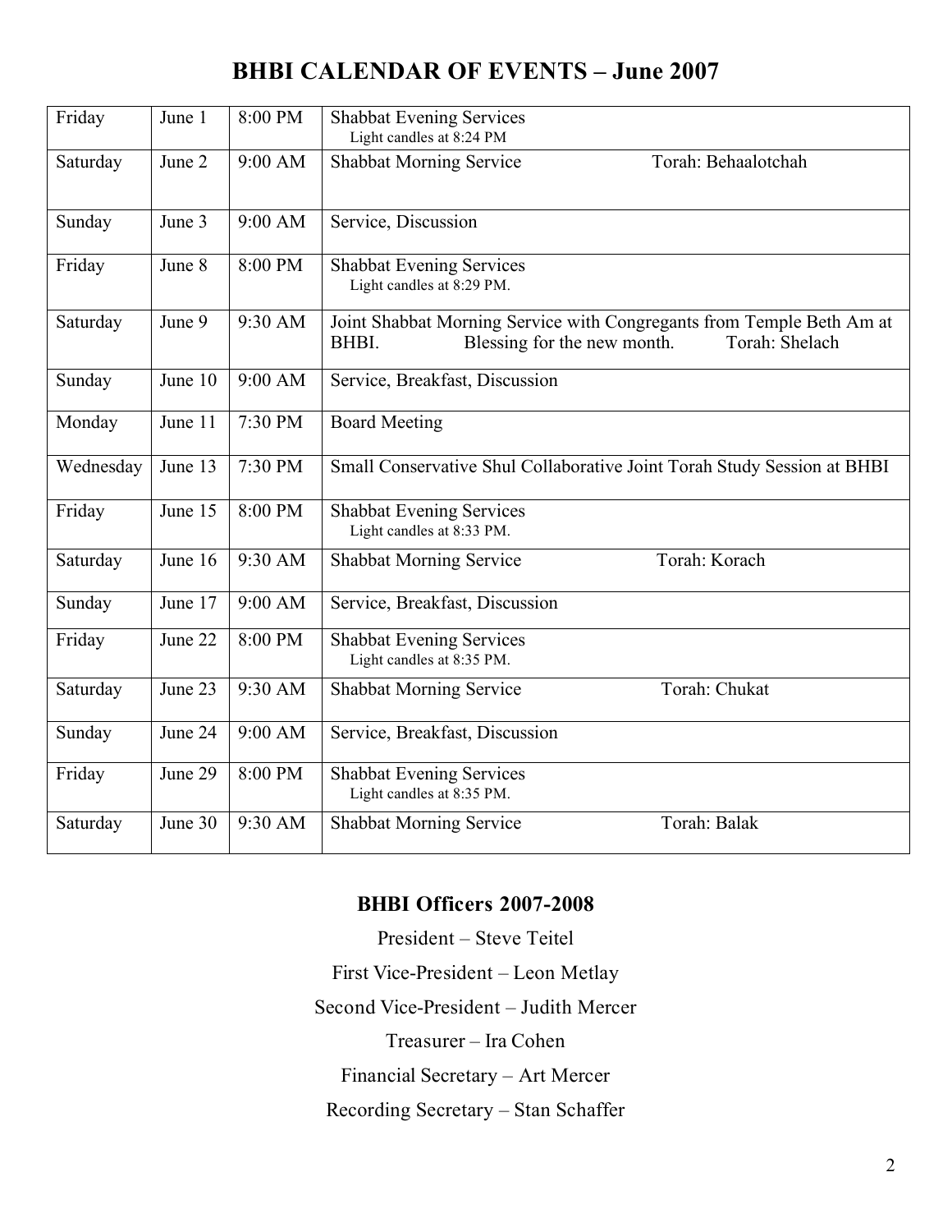# BHBI CALENDAR OF EVENTS – June 2007

| | | | |
|---|---|---|---|
| Friday | June 1 | 8:00 PM | Shabbat Evening Services<br>Light candles at 8:24 PM |
| Saturday | June 2 | 9:00 AM | Shabbat Morning Service Torah: Behaalotchah |
| Sunday | June 3 | 9:00 AM | Service, Discussion |
| Friday | June 8 | 8:00 PM | Shabbat Evening Services<br>Light candles at 8:29 PM. |
| Saturday | June 9 | 9:30 AM | Joint Shabbat Morning Service with Congregants from Temple Beth Am at BHBI. Blessing for the new month. Torah: Shelach |
| Sunday | June 10 | 9:00 AM | Service, Breakfast, Discussion |
| Monday | June 11 | 7:30 PM | Board Meeting |
| Wednesday | June 13 | 7:30 PM | Small Conservative Shul Collaborative Joint Torah Study Session at BHBI |
| Friday | June 15 | 8:00 PM | Shabbat Evening Services<br>Light candles at 8:33 PM. |
| Saturday | June 16 | 9:30 AM | Shabbat Morning Service Torah: Korach |
| Sunday | June 17 | 9:00 AM | Service, Breakfast, Discussion |
| Friday | June 22 | 8:00 PM | Shabbat Evening Services<br>Light candles at 8:35 PM. |
| Saturday | June 23 | 9:30 AM | Shabbat Morning Service Torah: Chukat |
| Sunday | June 24 | 9:00 AM | Service, Breakfast, Discussion |
| Friday | June 29 | 8:00 PM | Shabbat Evening Services<br>Light candles at 8:35 PM. |
| Saturday | June 30 | 9:30 AM | Shabbat Morning Service Torah: Balak |

## BHBI Officers 2007-2008

President – Steve Teitel

First Vice-President – Leon Metlay

Second Vice-President – Judith Mercer

Treasurer – Ira Cohen

Financial Secretary – Art Mercer

Recording Secretary – Stan Schaffer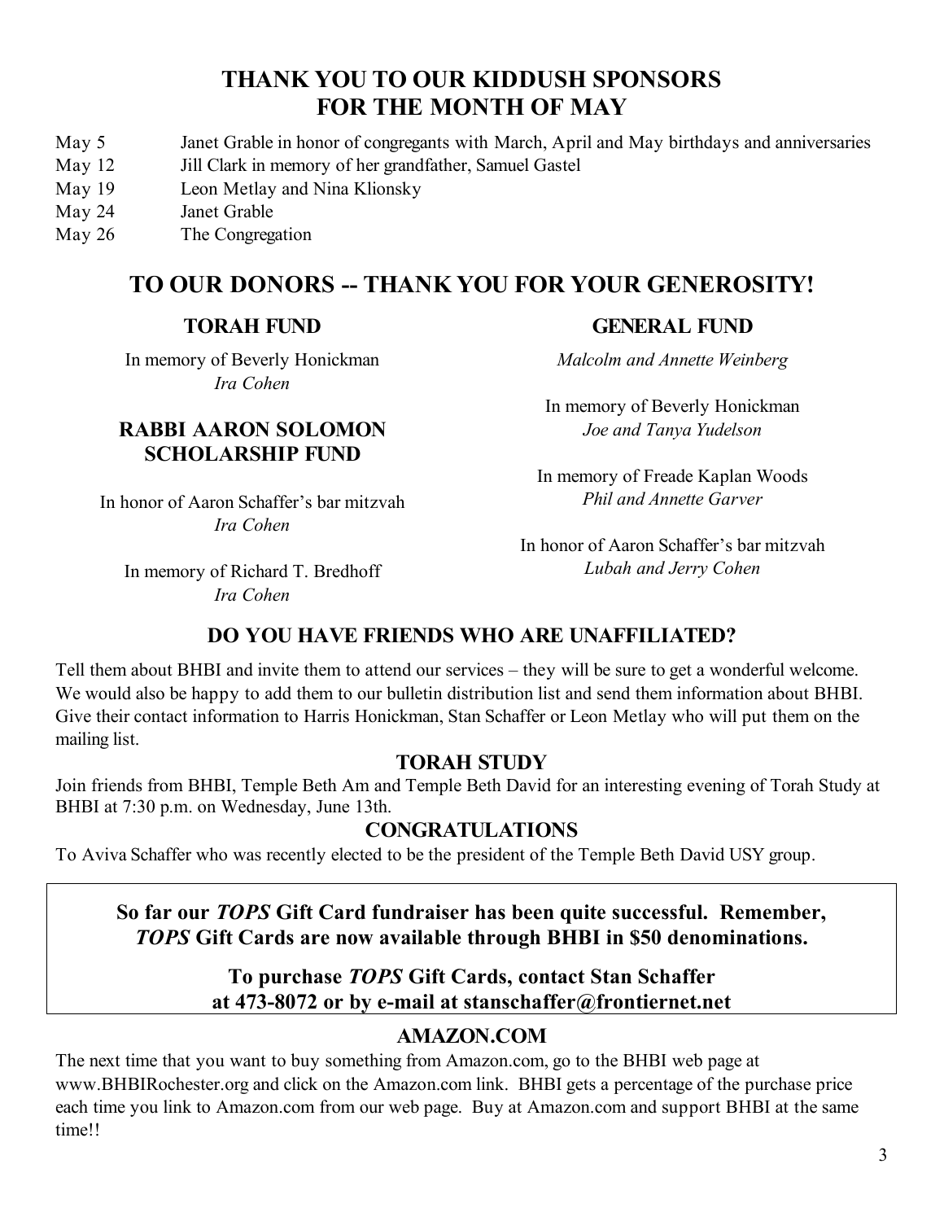## THANK YOU TO OUR KIDDUSH SPONSORS FOR THE MONTH OF MAY

| | |
|---|---|
| May 5 | Janet Grable in honor of congregants with March, April and May birthdays and anniversaries |
| May 12 | Jill Clark in memory of her grandfather, Samuel Gastel |
| May 19 | Leon Metlay and Nina Klionsky |
| May 24 | Janet Grable |
| May 26 | The Congregation |

## TO OUR DONORS -- THANK YOU FOR YOUR GENEROSITY!

### TORAH FUND

In memory of Beverly Honickman
*Ira Cohen*

### RABBI AARON SOLOMON SCHOLARSHIP FUND

In honor of Aaron Schaffer's bar mitzvah
*Ira Cohen*

In memory of Richard T. Bredhoff
*Ira Cohen*

### GENERAL FUND

*Malcolm and Annette Weinberg*

In memory of Beverly Honickman
*Joe and Tanya Yudelson*

In memory of Freade Kaplan Woods
*Phil and Annette Garver*

In honor of Aaron Schaffer's bar mitzvah
*Lubah and Jerry Cohen*

### DO YOU HAVE FRIENDS WHO ARE UNAFFILIATED?

Tell them about BHBI and invite them to attend our services – they will be sure to get a wonderful welcome. We would also be happy to add them to our bulletin distribution list and send them information about BHBI. Give their contact information to Harris Honickman, Stan Schaffer or Leon Metlay who will put them on the mailing list.

### TORAH STUDY

Join friends from BHBI, Temple Beth Am and Temple Beth David for an interesting evening of Torah Study at BHBI at 7:30 p.m. on Wednesday, June 13th.

### CONGRATULATIONS

To Aviva Schaffer who was recently elected to be the president of the Temple Beth David USY group.

**So far our *TOPS* Gift Card fundraiser has been quite successful. Remember, *TOPS* Gift Cards are now available through BHBI in $50 denominations.**

**To purchase *TOPS* Gift Cards, contact Stan Schaffer at 473-8072 or by e-mail at stanschaffer@frontiernet.net**

### AMAZON.COM

The next time that you want to buy something from Amazon.com, go to the BHBI web page at www.BHBIRochester.org and click on the Amazon.com link. BHBI gets a percentage of the purchase price each time you link to Amazon.com from our web page. Buy at Amazon.com and support BHBI at the same time!!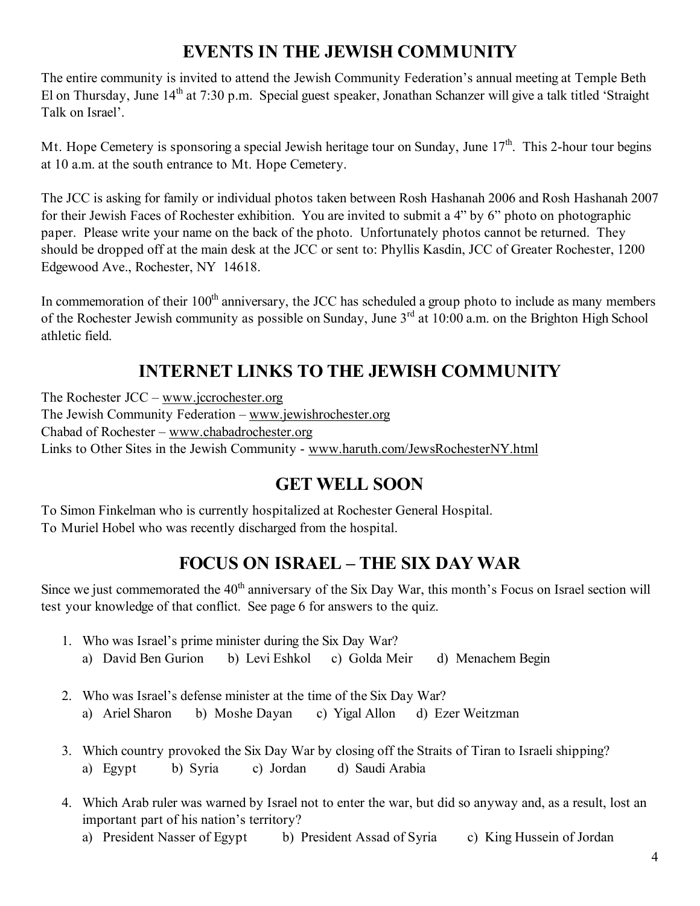## EVENTS IN THE JEWISH COMMUNITY

The entire community is invited to attend the Jewish Community Federation's annual meeting at Temple Beth El on Thursday, June 14th at 7:30 p.m. Special guest speaker, Jonathan Schanzer will give a talk titled 'Straight Talk on Israel'.

Mt. Hope Cemetery is sponsoring a special Jewish heritage tour on Sunday, June 17th. This 2-hour tour begins at 10 a.m. at the south entrance to Mt. Hope Cemetery.

The JCC is asking for family or individual photos taken between Rosh Hashanah 2006 and Rosh Hashanah 2007 for their Jewish Faces of Rochester exhibition. You are invited to submit a 4" by 6" photo on photographic paper. Please write your name on the back of the photo. Unfortunately photos cannot be returned. They should be dropped off at the main desk at the JCC or sent to: Phyllis Kasdin, JCC of Greater Rochester, 1200 Edgewood Ave., Rochester, NY 14618.

In commemoration of their 100th anniversary, the JCC has scheduled a group photo to include as many members of the Rochester Jewish community as possible on Sunday, June 3rd at 10:00 a.m. on the Brighton High School athletic field.

## INTERNET LINKS TO THE JEWISH COMMUNITY

The Rochester JCC – www.jccrochester.org
The Jewish Community Federation – www.jewishrochester.org
Chabad of Rochester – www.chabadrochester.org
Links to Other Sites in the Jewish Community - www.haruth.com/JewsRochesterNY.html

## GET WELL SOON

To Simon Finkelman who is currently hospitalized at Rochester General Hospital.
To Muriel Hobel who was recently discharged from the hospital.

## FOCUS ON ISRAEL – THE SIX DAY WAR

Since we just commemorated the 40th anniversary of the Six Day War, this month's Focus on Israel section will test your knowledge of that conflict. See page 6 for answers to the quiz.

1. Who was Israel's prime minister during the Six Day War?
   a) David Ben Gurion   b) Levi Eshkol   c) Golda Meir   d) Menachem Begin

2. Who was Israel's defense minister at the time of the Six Day War?
   a) Ariel Sharon   b) Moshe Dayan   c) Yigal Allon   d) Ezer Weitzman

3. Which country provoked the Six Day War by closing off the Straits of Tiran to Israeli shipping?
   a) Egypt   b) Syria   c) Jordan   d) Saudi Arabia

4. Which Arab ruler was warned by Israel not to enter the war, but did so anyway and, as a result, lost an important part of his nation's territory?
   a) President Nasser of Egypt   b) President Assad of Syria   c) King Hussein of Jordan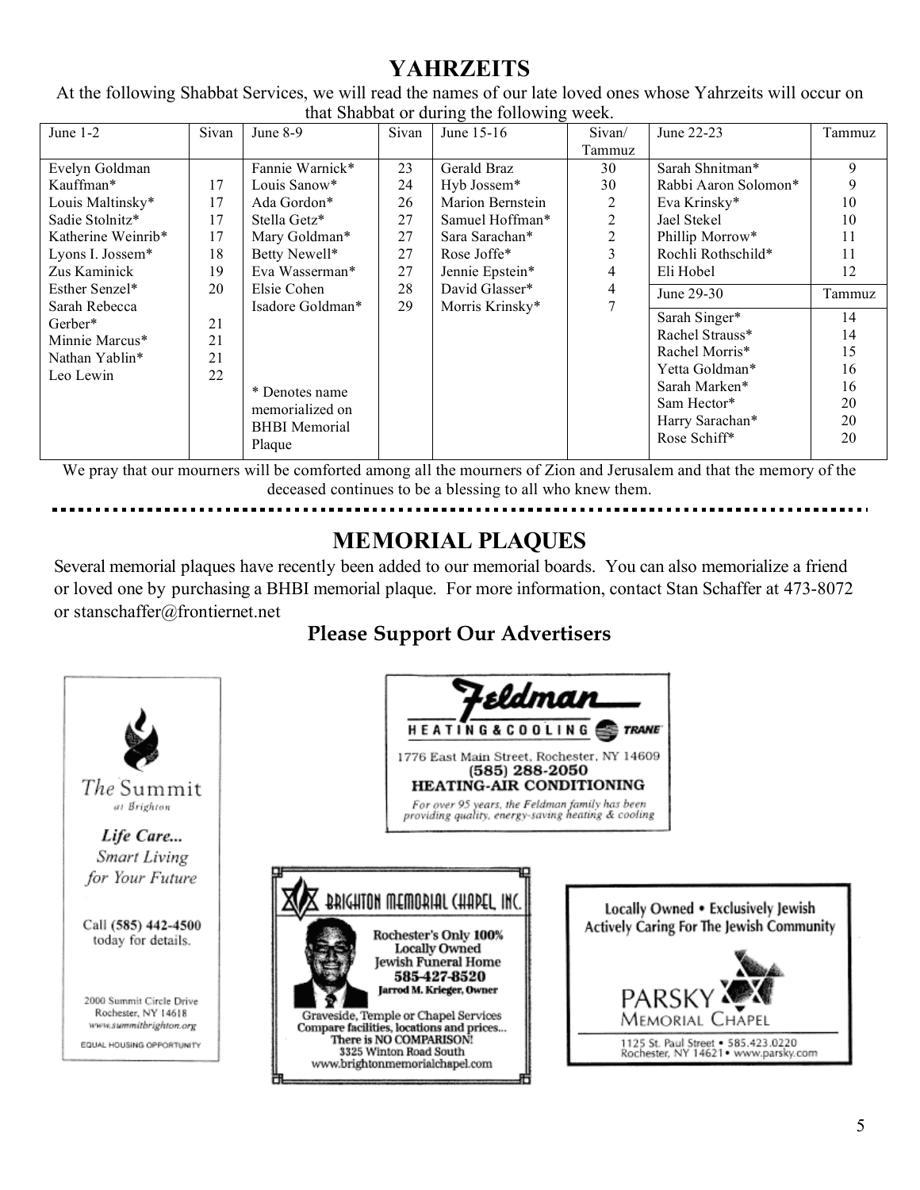# YAHRZEITS

At the following Shabbat Services, we will read the names of our late loved ones whose Yahrzeits will occur on that Shabbat or during the following week.

| June 1-2 | Sivan | June 8-9 | Sivan | June 15-16 | Sivan/ Tammuz | June 22-23 | Tammuz |
|---|---|---|---|---|---|---|---|
| Evelyn Goldman Kauffman* | 17 | Fannie Warnick* | 23 | Gerald Braz | 30 | Sarah Shnitman* | 9 |
| Louis Maltinsky* | 17 | Louis Sanow* | 24 | Hyb Jossem* | 30 | Rabbi Aaron Solomon* | 9 |
| Sadie Stolnitz* | 17 | Ada Gordon* | 26 | Marion Bernstein | 2 | Eva Krinsky* | 10 |
| Katherine Weinrib* | 17 | Stella Getz* | 27 | Samuel Hoffman* | 2 | Jael Stekel | 10 |
| Lyons I. Jossem* | 18 | Mary Goldman* | 27 | Sara Sarachan* | 2 | Phillip Morrow* | 11 |
| Zus Kaminick | 19 | Betty Newell* | 27 | Rose Joffe* | 3 | Rochli Rothschild* | 11 |
| Esther Senzel* | 20 | Eva Wasserman* | 27 | Jennie Epstein* | 4 | Eli Hobel | 12 |
| Sarah Rebecca Gerber* | 21 | Elsie Cohen | 28 | David Glasser* | 4 | **June 29-30** | **Tammuz** |
| Minnie Marcus* | 21 | Isadore Goldman* | 29 | Morris Krinsky* | 7 | Sarah Singer* | 14 |
| Nathan Yablin* | 21 | | | | | Rachel Strauss* | 14 |
| Leo Lewin | 22 | | | | | Rachel Morris* | 15 |
| | | | | | | Yetta Goldman* | 16 |
| | | * Denotes name memorialized on BHBI Memorial Plaque | | | | Sarah Marken* | 16 |
| | | | | | | Sam Hector* | 20 |
| | | | | | | Harry Sarachan* | 20 |
| | | | | | | Rose Schiff* | 20 |

We pray that our mourners will be comforted among all the mourners of Zion and Jerusalem and that the memory of the deceased continues to be a blessing to all who knew them.

# MEMORIAL PLAQUES

Several memorial plaques have recently been added to our memorial boards. You can also memorialize a friend or loved one by purchasing a BHBI memorial plaque. For more information, contact Stan Schaffer at 473-8072 or stanschaffer@frontiernet.net

## Please Support Our Advertisers

**The Summit** at Brighton

*Life Care... Smart Living for Your Future*

Call (585) 442-4500 today for details.

2000 Summit Circle Drive
Rochester, NY 14618
www.summitbrighton.org

EQUAL HOUSING OPPORTUNITY

**Feldman**
HEATING & COOLING — TRANE

1776 East Main Street, Rochester, NY 14609
**(585) 288-2050**
**HEATING-AIR CONDITIONING**

*For over 95 years, the Feldman family has been providing quality, energy-saving heating & cooling*

**BRIGHTON MEMORIAL CHAPEL, INC.**

Rochester's Only **100%** Locally Owned Jewish Funeral Home
**585-427-8520**
Jarrod M. Krieger, Owner

Graveside, Temple or Chapel Services
Compare facilities, locations and prices...
There is NO COMPARISON!
3325 Winton Road South
www.brightonmemorialchapel.com

Locally Owned • Exclusively Jewish
Actively Caring For The Jewish Community

**PARSKY MEMORIAL CHAPEL**

1125 St. Paul Street • 585.423.0220
Rochester, NY 14621 • www.parsky.com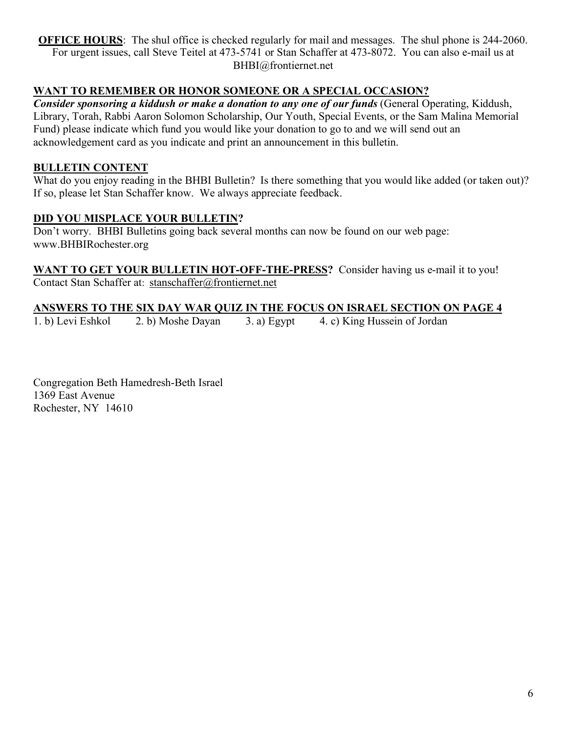**OFFICE HOURS**: The shul office is checked regularly for mail and messages. The shul phone is 244-2060. For urgent issues, call Steve Teitel at 473-5741 or Stan Schaffer at 473-8072. You can also e-mail us at BHBI@frontiernet.net

**WANT TO REMEMBER OR HONOR SOMEONE OR A SPECIAL OCCASION?**

***Consider sponsoring a kiddush or make a donation to any one of our funds*** (General Operating, Kiddush, Library, Torah, Rabbi Aaron Solomon Scholarship, Our Youth, Special Events, or the Sam Malina Memorial Fund) please indicate which fund you would like your donation to go to and we will send out an acknowledgement card as you indicate and print an announcement in this bulletin.

**BULLETIN CONTENT**

What do you enjoy reading in the BHBI Bulletin? Is there something that you would like added (or taken out)? If so, please let Stan Schaffer know. We always appreciate feedback.

**DID YOU MISPLACE YOUR BULLETIN?**

Don't worry. BHBI Bulletins going back several months can now be found on our web page: www.BHBIRochester.org

**WANT TO GET YOUR BULLETIN HOT-OFF-THE-PRESS?** Consider having us e-mail it to you! Contact Stan Schaffer at: stanschaffer@frontiernet.net

**ANSWERS TO THE SIX DAY WAR QUIZ IN THE FOCUS ON ISRAEL SECTION ON PAGE 4**

1. b) Levi Eshkol 2. b) Moshe Dayan 3. a) Egypt 4. c) King Hussein of Jordan

Congregation Beth Hamedresh-Beth Israel
1369 East Avenue
Rochester, NY 14610